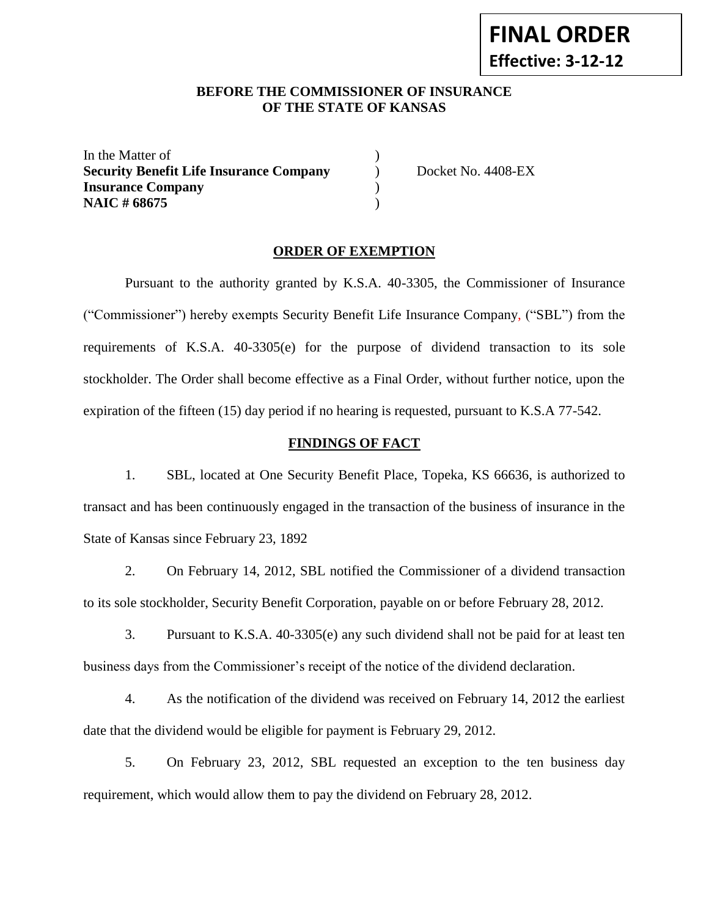**FINAL ORDER**
**Effective: 3-12-12**

**BEFORE THE COMMISSIONER OF INSURANCE**
**OF THE STATE OF KANSAS**

In the Matter of )
**Security Benefit Life Insurance Company** ) Docket No. 4408-EX
**Insurance Company** )
**NAIC # 68675** )

## ORDER OF EXEMPTION

Pursuant to the authority granted by K.S.A. 40-3305, the Commissioner of Insurance ("Commissioner") hereby exempts Security Benefit Life Insurance Company, ("SBL") from the requirements of K.S.A. 40-3305(e) for the purpose of dividend transaction to its sole stockholder. The Order shall become effective as a Final Order, without further notice, upon the expiration of the fifteen (15) day period if no hearing is requested, pursuant to K.S.A 77-542.

## FINDINGS OF FACT

1. SBL, located at One Security Benefit Place, Topeka, KS 66636, is authorized to transact and has been continuously engaged in the transaction of the business of insurance in the State of Kansas since February 23, 1892

2. On February 14, 2012, SBL notified the Commissioner of a dividend transaction to its sole stockholder, Security Benefit Corporation, payable on or before February 28, 2012.

3. Pursuant to K.S.A. 40-3305(e) any such dividend shall not be paid for at least ten business days from the Commissioner's receipt of the notice of the dividend declaration.

4. As the notification of the dividend was received on February 14, 2012 the earliest date that the dividend would be eligible for payment is February 29, 2012.

5. On February 23, 2012, SBL requested an exception to the ten business day requirement, which would allow them to pay the dividend on February 28, 2012.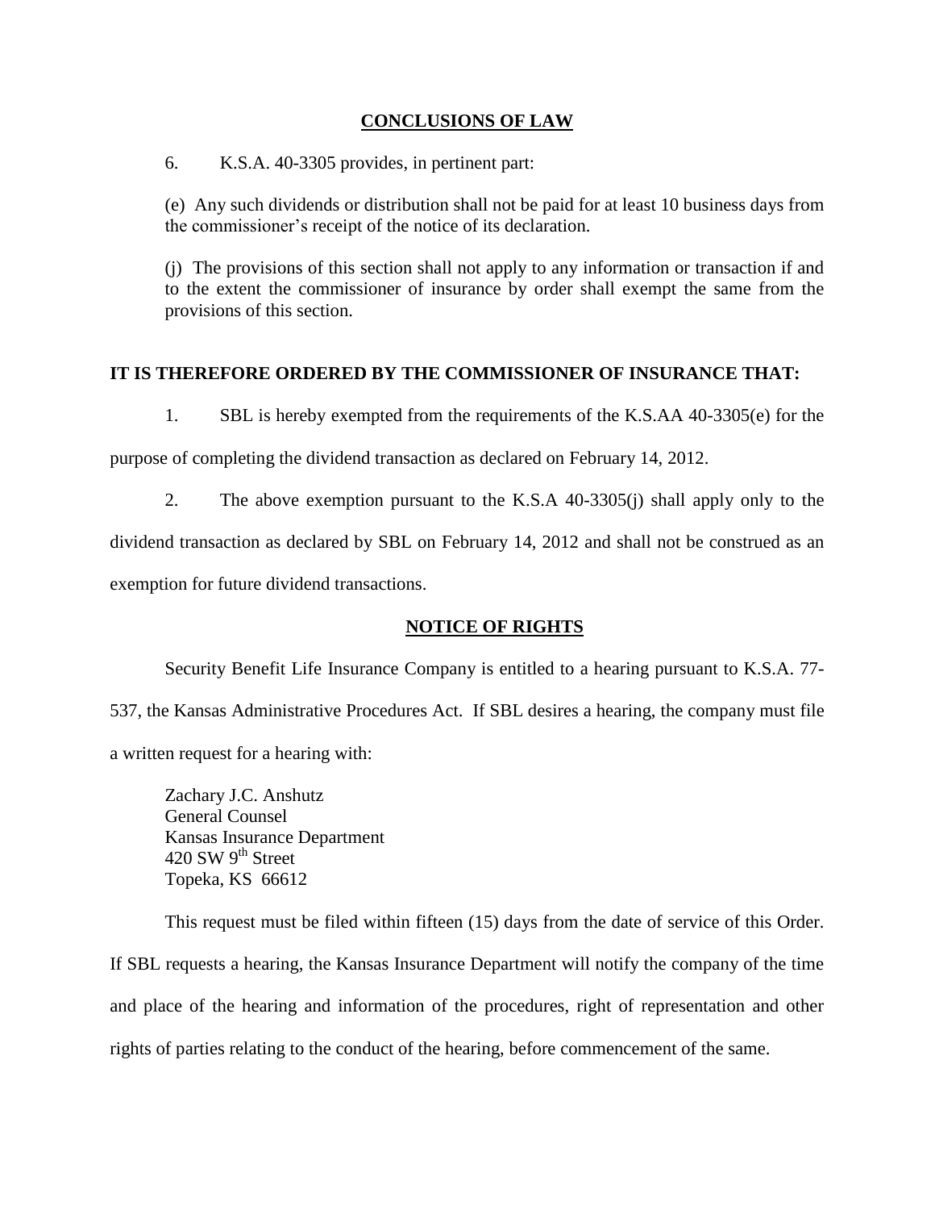## CONCLUSIONS OF LAW

6. K.S.A. 40-3305 provides, in pertinent part:

> (e) Any such dividends or distribution shall not be paid for at least 10 business days from the commissioner's receipt of the notice of its declaration.
>
> (j) The provisions of this section shall not apply to any information or transaction if and to the extent the commissioner of insurance by order shall exempt the same from the provisions of this section.

**IT IS THEREFORE ORDERED BY THE COMMISSIONER OF INSURANCE THAT:**

1. SBL is hereby exempted from the requirements of the K.S.AA 40-3305(e) for the purpose of completing the dividend transaction as declared on February 14, 2012.

2. The above exemption pursuant to the K.S.A 40-3305(j) shall apply only to the dividend transaction as declared by SBL on February 14, 2012 and shall not be construed as an exemption for future dividend transactions.

## NOTICE OF RIGHTS

Security Benefit Life Insurance Company is entitled to a hearing pursuant to K.S.A. 77-537, the Kansas Administrative Procedures Act. If SBL desires a hearing, the company must file a written request for a hearing with:

Zachary J.C. Anshutz
General Counsel
Kansas Insurance Department
420 SW 9th Street
Topeka, KS 66612

This request must be filed within fifteen (15) days from the date of service of this Order. If SBL requests a hearing, the Kansas Insurance Department will notify the company of the time and place of the hearing and information of the procedures, right of representation and other rights of parties relating to the conduct of the hearing, before commencement of the same.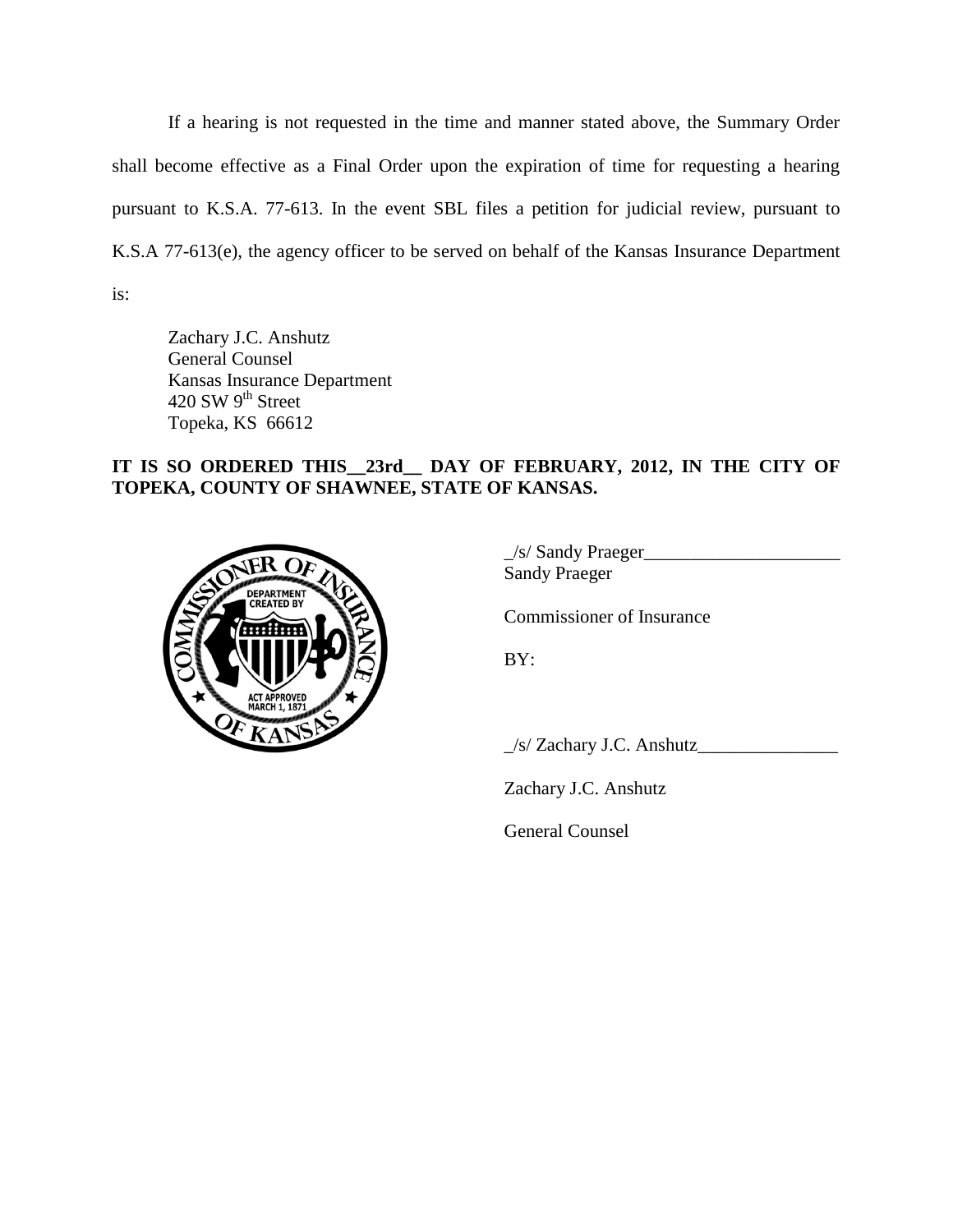If a hearing is not requested in the time and manner stated above, the Summary Order shall become effective as a Final Order upon the expiration of time for requesting a hearing pursuant to K.S.A. 77-613. In the event SBL files a petition for judicial review, pursuant to K.S.A 77-613(e), the agency officer to be served on behalf of the Kansas Insurance Department is:

Zachary J.C. Anshutz
General Counsel
Kansas Insurance Department
420 SW 9th Street
Topeka, KS 66612

**IT IS SO ORDERED THIS__23rd__ DAY OF FEBRUARY, 2012, IN THE CITY OF TOPEKA, COUNTY OF SHAWNEE, STATE OF KANSAS.**

_/s/ Sandy Praeger_____________________
Sandy Praeger

Commissioner of Insurance

BY:

_/s/ Zachary J.C. Anshutz_______________

Zachary J.C. Anshutz

General Counsel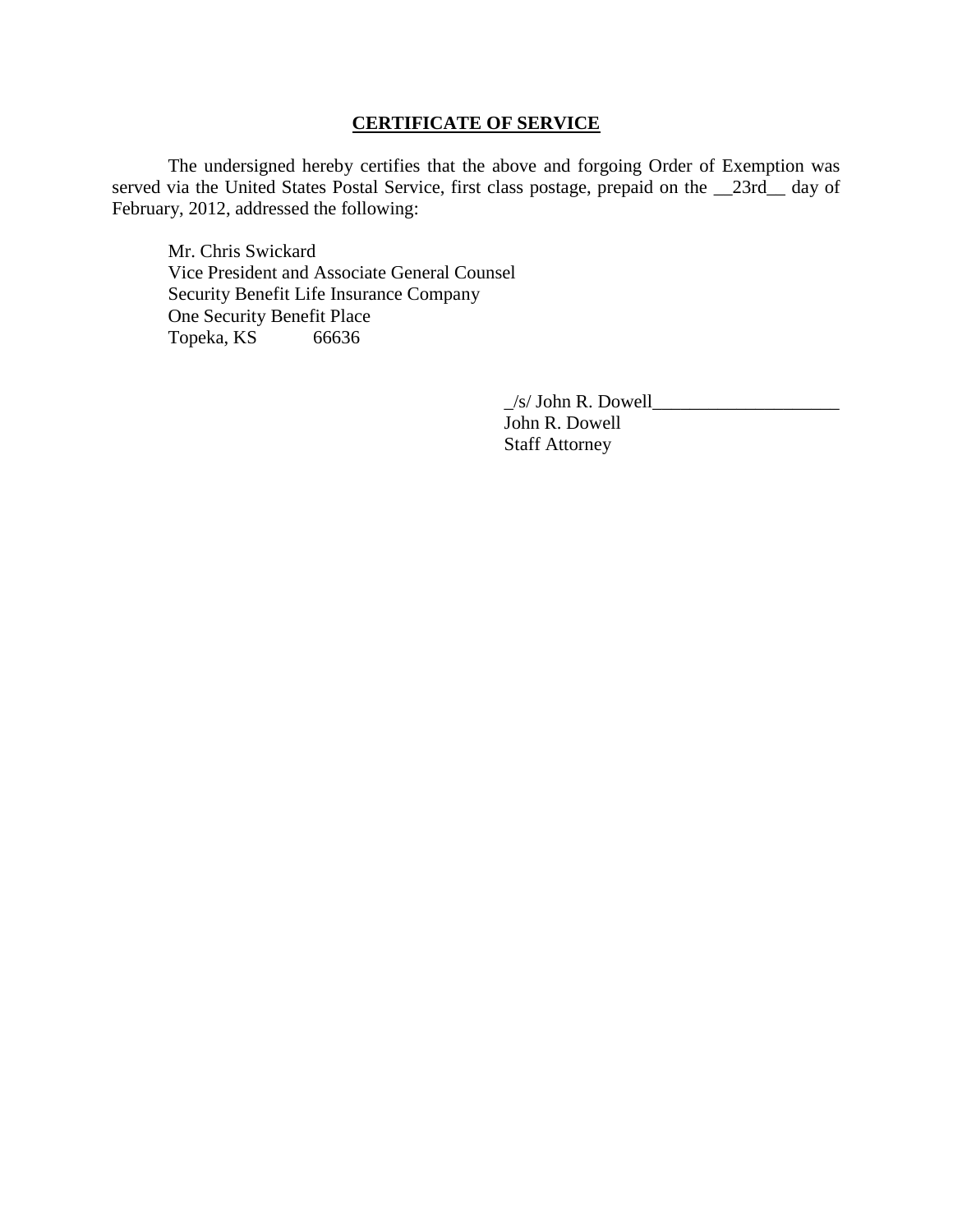## **CERTIFICATE OF SERVICE**

The undersigned hereby certifies that the above and forgoing Order of Exemption was served via the United States Postal Service, first class postage, prepaid on the __23rd__ day of February, 2012, addressed the following:

Mr. Chris Swickard
Vice President and Associate General Counsel
Security Benefit Life Insurance Company
One Security Benefit Place
Topeka, KS 66636

_/s/ John R. Dowell____________________
John R. Dowell
Staff Attorney